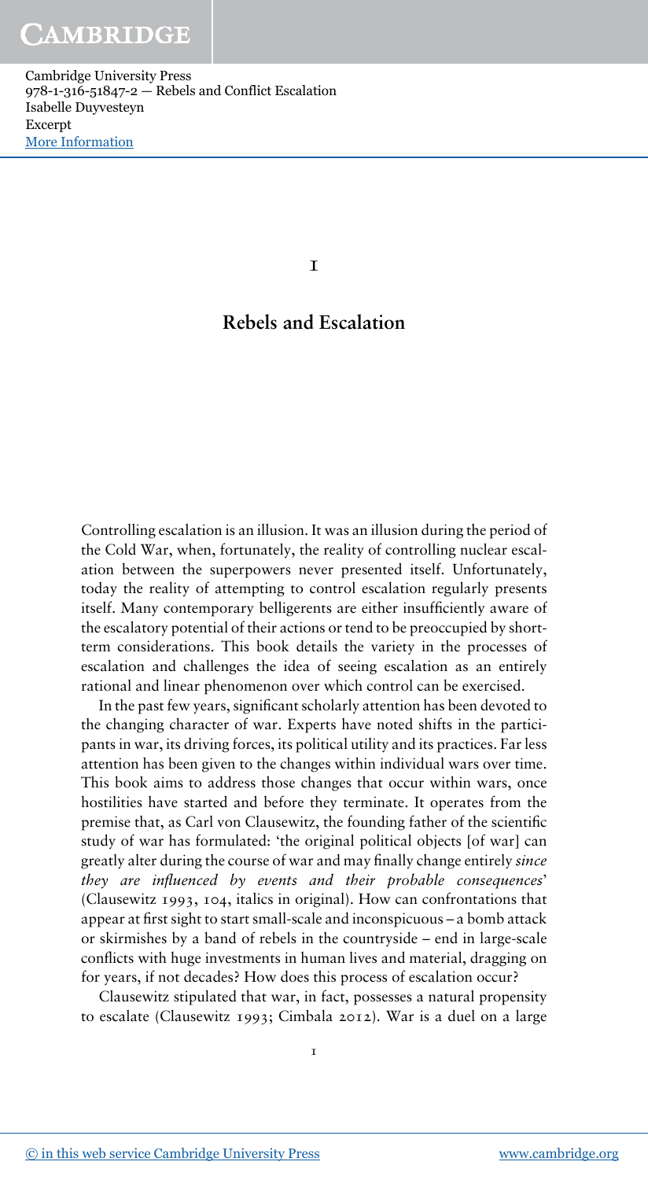# 1

# Rebels and Escalation

Controlling escalation is an illusion. It was an illusion during the period of the Cold War, when, fortunately, the reality of controlling nuclear escalation between the superpowers never presented itself. Unfortunately, today the reality of attempting to control escalation regularly presents itself. Many contemporary belligerents are either insufficiently aware of the escalatory potential of their actions or tend to be preoccupied by short-term considerations. This book details the variety in the processes of escalation and challenges the idea of seeing escalation as an entirely rational and linear phenomenon over which control can be exercised.

In the past few years, significant scholarly attention has been devoted to the changing character of war. Experts have noted shifts in the participants in war, its driving forces, its political utility and its practices. Far less attention has been given to the changes within individual wars over time. This book aims to address those changes that occur within wars, once hostilities have started and before they terminate. It operates from the premise that, as Carl von Clausewitz, the founding father of the scientific study of war has formulated: 'the original political objects [of war] can greatly alter during the course of war and may finally change entirely *since they are influenced by events and their probable consequences*' (Clausewitz 1993, 104, italics in original). How can confrontations that appear at first sight to start small-scale and inconspicuous – a bomb attack or skirmishes by a band of rebels in the countryside – end in large-scale conflicts with huge investments in human lives and material, dragging on for years, if not decades? How does this process of escalation occur?

Clausewitz stipulated that war, in fact, possesses a natural propensity to escalate (Clausewitz 1993; Cimbala 2012). War is a duel on a large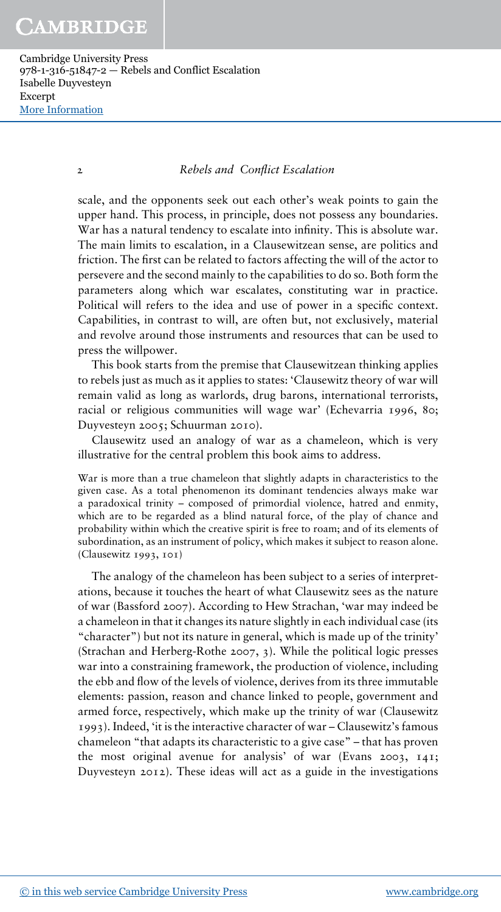scale, and the opponents seek out each other's weak points to gain the upper hand. This process, in principle, does not possess any boundaries. War has a natural tendency to escalate into infinity. This is absolute war. The main limits to escalation, in a Clausewitzean sense, are politics and friction. The first can be related to factors affecting the will of the actor to persevere and the second mainly to the capabilities to do so. Both form the parameters along which war escalates, constituting war in practice. Political will refers to the idea and use of power in a specific context. Capabilities, in contrast to will, are often but, not exclusively, material and revolve around those instruments and resources that can be used to press the willpower.

This book starts from the premise that Clausewitzean thinking applies to rebels just as much as it applies to states: 'Clausewitz theory of war will remain valid as long as warlords, drug barons, international terrorists, racial or religious communities will wage war' (Echevarria 1996, 80; Duyvesteyn 2005; Schuurman 2010).

Clausewitz used an analogy of war as a chameleon, which is very illustrative for the central problem this book aims to address.

> War is more than a true chameleon that slightly adapts in characteristics to the given case. As a total phenomenon its dominant tendencies always make war a paradoxical trinity – composed of primordial violence, hatred and enmity, which are to be regarded as a blind natural force, of the play of chance and probability within which the creative spirit is free to roam; and of its elements of subordination, as an instrument of policy, which makes it subject to reason alone. (Clausewitz 1993, 101)

The analogy of the chameleon has been subject to a series of interpretations, because it touches the heart of what Clausewitz sees as the nature of war (Bassford 2007). According to Hew Strachan, 'war may indeed be a chameleon in that it changes its nature slightly in each individual case (its "character") but not its nature in general, which is made up of the trinity' (Strachan and Herberg-Rothe 2007, 3). While the political logic presses war into a constraining framework, the production of violence, including the ebb and flow of the levels of violence, derives from its three immutable elements: passion, reason and chance linked to people, government and armed force, respectively, which make up the trinity of war (Clausewitz 1993). Indeed, 'it is the interactive character of war – Clausewitz's famous chameleon "that adapts its characteristic to a give case" – that has proven the most original avenue for analysis' of war (Evans 2003, 141; Duyvesteyn 2012). These ideas will act as a guide in the investigations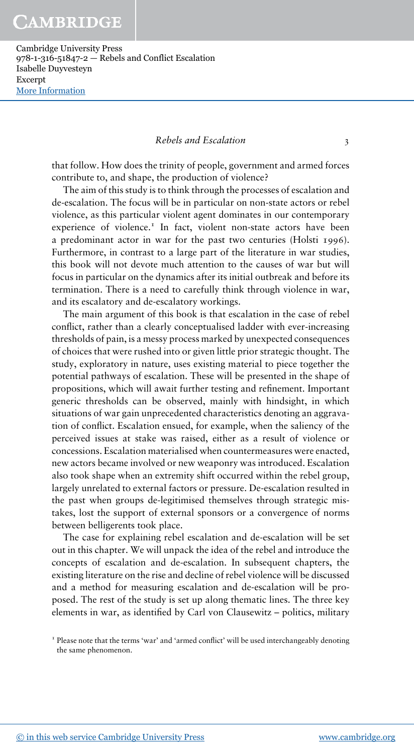that follow. How does the trinity of people, government and armed forces contribute to, and shape, the production of violence?

The aim of this study is to think through the processes of escalation and de-escalation. The focus will be in particular on non-state actors or rebel violence, as this particular violent agent dominates in our contemporary experience of violence.[1] In fact, violent non-state actors have been a predominant actor in war for the past two centuries (Holsti 1996). Furthermore, in contrast to a large part of the literature in war studies, this book will not devote much attention to the causes of war but will focus in particular on the dynamics after its initial outbreak and before its termination. There is a need to carefully think through violence in war, and its escalatory and de-escalatory workings.

The main argument of this book is that escalation in the case of rebel conflict, rather than a clearly conceptualised ladder with ever-increasing thresholds of pain, is a messy process marked by unexpected consequences of choices that were rushed into or given little prior strategic thought. The study, exploratory in nature, uses existing material to piece together the potential pathways of escalation. These will be presented in the shape of propositions, which will await further testing and refinement. Important generic thresholds can be observed, mainly with hindsight, in which situations of war gain unprecedented characteristics denoting an aggravation of conflict. Escalation ensued, for example, when the saliency of the perceived issues at stake was raised, either as a result of violence or concessions. Escalation materialised when countermeasures were enacted, new actors became involved or new weaponry was introduced. Escalation also took shape when an extremity shift occurred within the rebel group, largely unrelated to external factors or pressure. De-escalation resulted in the past when groups de-legitimised themselves through strategic mistakes, lost the support of external sponsors or a convergence of norms between belligerents took place.

The case for explaining rebel escalation and de-escalation will be set out in this chapter. We will unpack the idea of the rebel and introduce the concepts of escalation and de-escalation. In subsequent chapters, the existing literature on the rise and decline of rebel violence will be discussed and a method for measuring escalation and de-escalation will be proposed. The rest of the study is set up along thematic lines. The three key elements in war, as identified by Carl von Clausewitz – politics, military

[1] Please note that the terms 'war' and 'armed conflict' will be used interchangeably denoting the same phenomenon.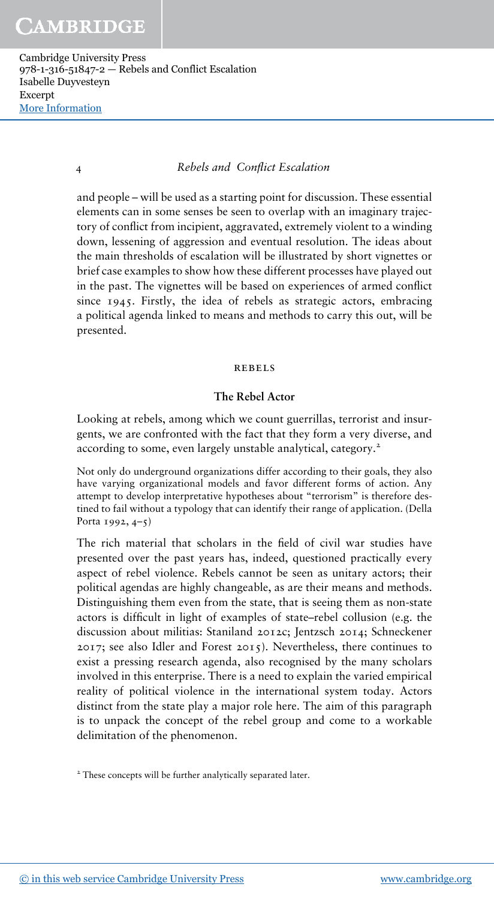and people – will be used as a starting point for discussion. These essential elements can in some senses be seen to overlap with an imaginary trajectory of conflict from incipient, aggravated, extremely violent to a winding down, lessening of aggression and eventual resolution. The ideas about the main thresholds of escalation will be illustrated by short vignettes or brief case examples to show how these different processes have played out in the past. The vignettes will be based on experiences of armed conflict since 1945. Firstly, the idea of rebels as strategic actors, embracing a political agenda linked to means and methods to carry this out, will be presented.

## REBELS

### The Rebel Actor

Looking at rebels, among which we count guerrillas, terrorist and insurgents, we are confronted with the fact that they form a very diverse, and according to some, even largely unstable analytical, category.[2]

> Not only do underground organizations differ according to their goals, they also have varying organizational models and favor different forms of action. Any attempt to develop interpretative hypotheses about "terrorism" is therefore destined to fail without a typology that can identify their range of application. (Della Porta 1992, 4–5)

The rich material that scholars in the field of civil war studies have presented over the past years has, indeed, questioned practically every aspect of rebel violence. Rebels cannot be seen as unitary actors; their political agendas are highly changeable, as are their means and methods. Distinguishing them even from the state, that is seeing them as non-state actors is difficult in light of examples of state–rebel collusion (e.g. the discussion about militias: Staniland 2012c; Jentzsch 2014; Schneckener 2017; see also Idler and Forest 2015). Nevertheless, there continues to exist a pressing research agenda, also recognised by the many scholars involved in this enterprise. There is a need to explain the varied empirical reality of political violence in the international system today. Actors distinct from the state play a major role here. The aim of this paragraph is to unpack the concept of the rebel group and come to a workable delimitation of the phenomenon.

[2] These concepts will be further analytically separated later.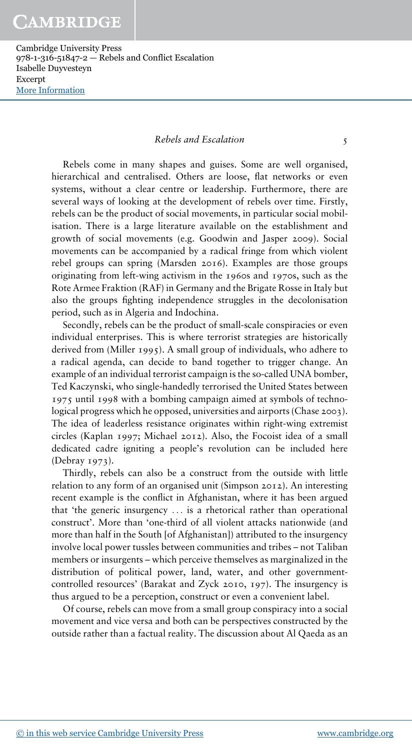Rebels come in many shapes and guises. Some are well organised, hierarchical and centralised. Others are loose, flat networks or even systems, without a clear centre or leadership. Furthermore, there are several ways of looking at the development of rebels over time. Firstly, rebels can be the product of social movements, in particular social mobilisation. There is a large literature available on the establishment and growth of social movements (e.g. Goodwin and Jasper 2009). Social movements can be accompanied by a radical fringe from which violent rebel groups can spring (Marsden 2016). Examples are those groups originating from left-wing activism in the 1960s and 1970s, such as the Rote Armee Fraktion (RAF) in Germany and the Brigate Rosse in Italy but also the groups fighting independence struggles in the decolonisation period, such as in Algeria and Indochina.

Secondly, rebels can be the product of small-scale conspiracies or even individual enterprises. This is where terrorist strategies are historically derived from (Miller 1995). A small group of individuals, who adhere to a radical agenda, can decide to band together to trigger change. An example of an individual terrorist campaign is the so-called UNA bomber, Ted Kaczynski, who single-handedly terrorised the United States between 1975 until 1998 with a bombing campaign aimed at symbols of technological progress which he opposed, universities and airports (Chase 2003). The idea of leaderless resistance originates within right-wing extremist circles (Kaplan 1997; Michael 2012). Also, the Focoist idea of a small dedicated cadre igniting a people's revolution can be included here (Debray 1973).

Thirdly, rebels can also be a construct from the outside with little relation to any form of an organised unit (Simpson 2012). An interesting recent example is the conflict in Afghanistan, where it has been argued that 'the generic insurgency ... is a rhetorical rather than operational construct'. More than 'one-third of all violent attacks nationwide (and more than half in the South [of Afghanistan]) attributed to the insurgency involve local power tussles between communities and tribes – not Taliban members or insurgents – which perceive themselves as marginalized in the distribution of political power, land, water, and other government-controlled resources' (Barakat and Zyck 2010, 197). The insurgency is thus argued to be a perception, construct or even a convenient label.

Of course, rebels can move from a small group conspiracy into a social movement and vice versa and both can be perspectives constructed by the outside rather than a factual reality. The discussion about Al Qaeda as an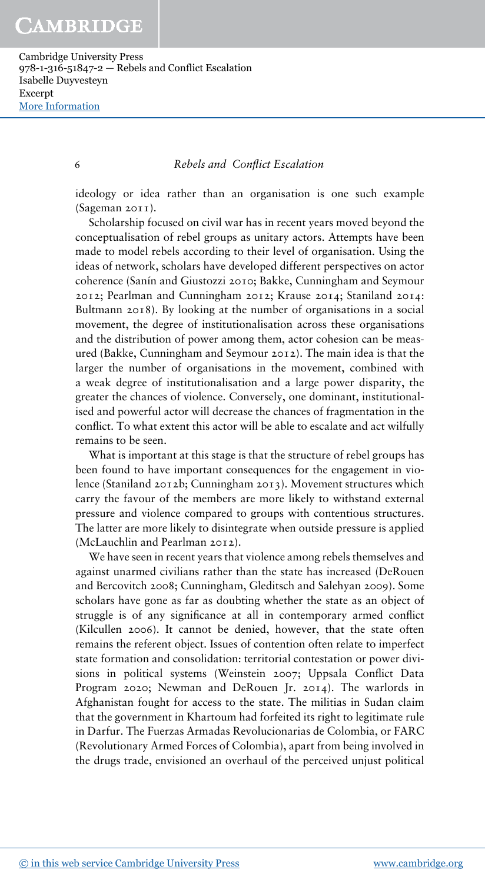ideology or idea rather than an organisation is one such example (Sageman 2011).

Scholarship focused on civil war has in recent years moved beyond the conceptualisation of rebel groups as unitary actors. Attempts have been made to model rebels according to their level of organisation. Using the ideas of network, scholars have developed different perspectives on actor coherence (Sanín and Giustozzi 2010; Bakke, Cunningham and Seymour 2012; Pearlman and Cunningham 2012; Krause 2014; Staniland 2014: Bultmann 2018). By looking at the number of organisations in a social movement, the degree of institutionalisation across these organisations and the distribution of power among them, actor cohesion can be measured (Bakke, Cunningham and Seymour 2012). The main idea is that the larger the number of organisations in the movement, combined with a weak degree of institutionalisation and a large power disparity, the greater the chances of violence. Conversely, one dominant, institutionalised and powerful actor will decrease the chances of fragmentation in the conflict. To what extent this actor will be able to escalate and act wilfully remains to be seen.

What is important at this stage is that the structure of rebel groups has been found to have important consequences for the engagement in violence (Staniland 2012b; Cunningham 2013). Movement structures which carry the favour of the members are more likely to withstand external pressure and violence compared to groups with contentious structures. The latter are more likely to disintegrate when outside pressure is applied (McLauchlin and Pearlman 2012).

We have seen in recent years that violence among rebels themselves and against unarmed civilians rather than the state has increased (DeRouen and Bercovitch 2008; Cunningham, Gleditsch and Salehyan 2009). Some scholars have gone as far as doubting whether the state as an object of struggle is of any significance at all in contemporary armed conflict (Kilcullen 2006). It cannot be denied, however, that the state often remains the referent object. Issues of contention often relate to imperfect state formation and consolidation: territorial contestation or power divisions in political systems (Weinstein 2007; Uppsala Conflict Data Program 2020; Newman and DeRouen Jr. 2014). The warlords in Afghanistan fought for access to the state. The militias in Sudan claim that the government in Khartoum had forfeited its right to legitimate rule in Darfur. The Fuerzas Armadas Revolucionarias de Colombia, or FARC (Revolutionary Armed Forces of Colombia), apart from being involved in the drugs trade, envisioned an overhaul of the perceived unjust political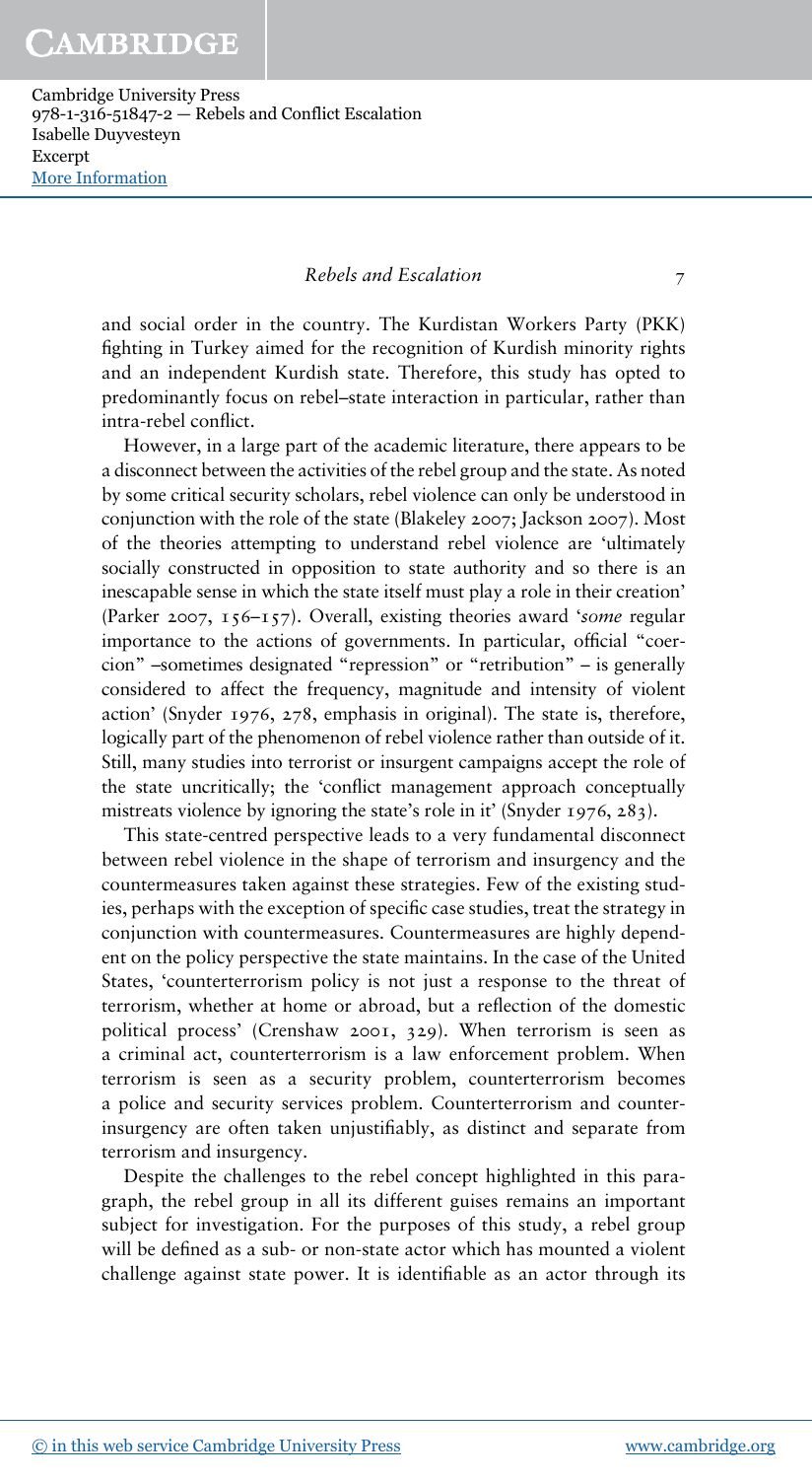and social order in the country. The Kurdistan Workers Party (PKK) fighting in Turkey aimed for the recognition of Kurdish minority rights and an independent Kurdish state. Therefore, this study has opted to predominantly focus on rebel–state interaction in particular, rather than intra-rebel conflict.

However, in a large part of the academic literature, there appears to be a disconnect between the activities of the rebel group and the state. As noted by some critical security scholars, rebel violence can only be understood in conjunction with the role of the state (Blakeley 2007; Jackson 2007). Most of the theories attempting to understand rebel violence are 'ultimately socially constructed in opposition to state authority and so there is an inescapable sense in which the state itself must play a role in their creation' (Parker 2007, 156–157). Overall, existing theories award '*some* regular importance to the actions of governments. In particular, official "coercion" –sometimes designated "repression" or "retribution" – is generally considered to affect the frequency, magnitude and intensity of violent action' (Snyder 1976, 278, emphasis in original). The state is, therefore, logically part of the phenomenon of rebel violence rather than outside of it. Still, many studies into terrorist or insurgent campaigns accept the role of the state uncritically; the 'conflict management approach conceptually mistreats violence by ignoring the state's role in it' (Snyder 1976, 283).

This state-centred perspective leads to a very fundamental disconnect between rebel violence in the shape of terrorism and insurgency and the countermeasures taken against these strategies. Few of the existing studies, perhaps with the exception of specific case studies, treat the strategy in conjunction with countermeasures. Countermeasures are highly dependent on the policy perspective the state maintains. In the case of the United States, 'counterterrorism policy is not just a response to the threat of terrorism, whether at home or abroad, but a reflection of the domestic political process' (Crenshaw 2001, 329). When terrorism is seen as a criminal act, counterterrorism is a law enforcement problem. When terrorism is seen as a security problem, counterterrorism becomes a police and security services problem. Counterterrorism and counterinsurgency are often taken unjustifiably, as distinct and separate from terrorism and insurgency.

Despite the challenges to the rebel concept highlighted in this paragraph, the rebel group in all its different guises remains an important subject for investigation. For the purposes of this study, a rebel group will be defined as a sub- or non-state actor which has mounted a violent challenge against state power. It is identifiable as an actor through its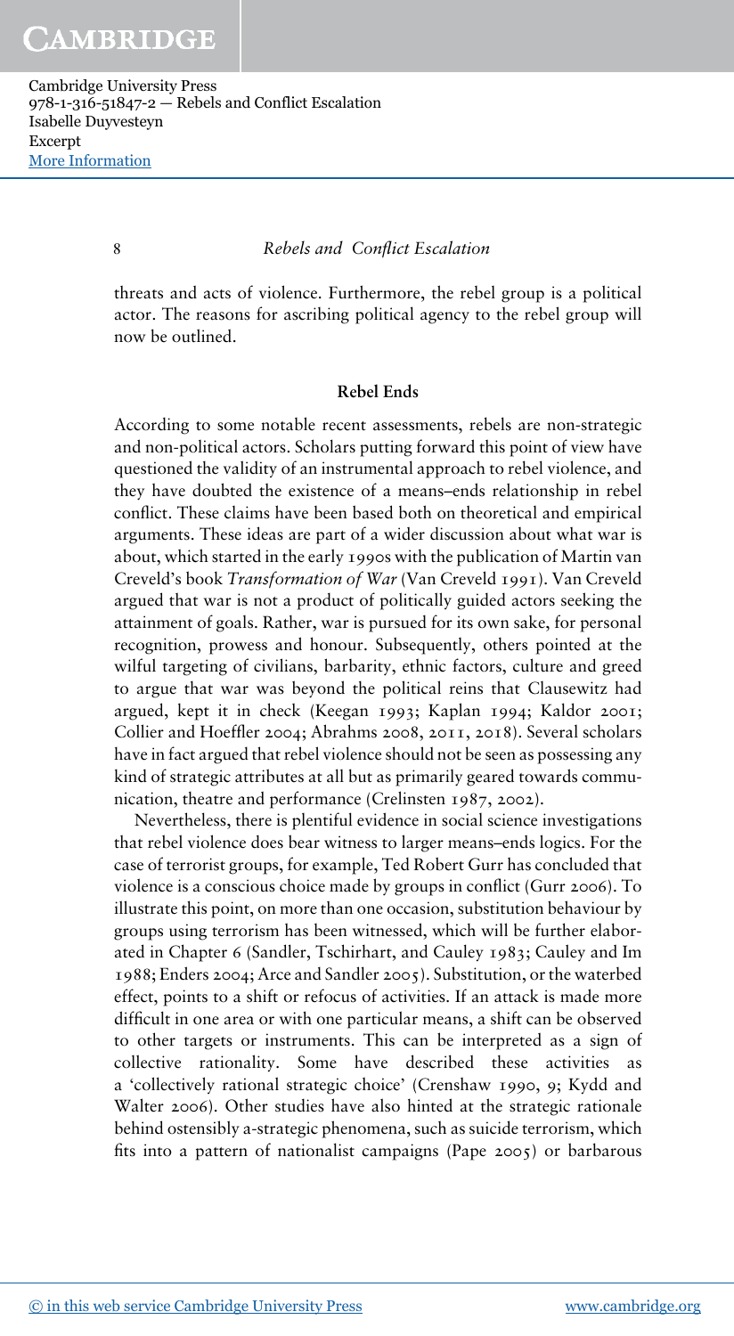threats and acts of violence. Furthermore, the rebel group is a political actor. The reasons for ascribing political agency to the rebel group will now be outlined.

## Rebel Ends

According to some notable recent assessments, rebels are non-strategic and non-political actors. Scholars putting forward this point of view have questioned the validity of an instrumental approach to rebel violence, and they have doubted the existence of a means–ends relationship in rebel conflict. These claims have been based both on theoretical and empirical arguments. These ideas are part of a wider discussion about what war is about, which started in the early 1990s with the publication of Martin van Creveld's book *Transformation of War* (Van Creveld 1991). Van Creveld argued that war is not a product of politically guided actors seeking the attainment of goals. Rather, war is pursued for its own sake, for personal recognition, prowess and honour. Subsequently, others pointed at the wilful targeting of civilians, barbarity, ethnic factors, culture and greed to argue that war was beyond the political reins that Clausewitz had argued, kept it in check (Keegan 1993; Kaplan 1994; Kaldor 2001; Collier and Hoeffler 2004; Abrahms 2008, 2011, 2018). Several scholars have in fact argued that rebel violence should not be seen as possessing any kind of strategic attributes at all but as primarily geared towards communication, theatre and performance (Crelinsten 1987, 2002).

Nevertheless, there is plentiful evidence in social science investigations that rebel violence does bear witness to larger means–ends logics. For the case of terrorist groups, for example, Ted Robert Gurr has concluded that violence is a conscious choice made by groups in conflict (Gurr 2006). To illustrate this point, on more than one occasion, substitution behaviour by groups using terrorism has been witnessed, which will be further elaborated in Chapter 6 (Sandler, Tschirhart, and Cauley 1983; Cauley and Im 1988; Enders 2004; Arce and Sandler 2005). Substitution, or the waterbed effect, points to a shift or refocus of activities. If an attack is made more difficult in one area or with one particular means, a shift can be observed to other targets or instruments. This can be interpreted as a sign of collective rationality. Some have described these activities as a 'collectively rational strategic choice' (Crenshaw 1990, 9; Kydd and Walter 2006). Other studies have also hinted at the strategic rationale behind ostensibly a-strategic phenomena, such as suicide terrorism, which fits into a pattern of nationalist campaigns (Pape 2005) or barbarous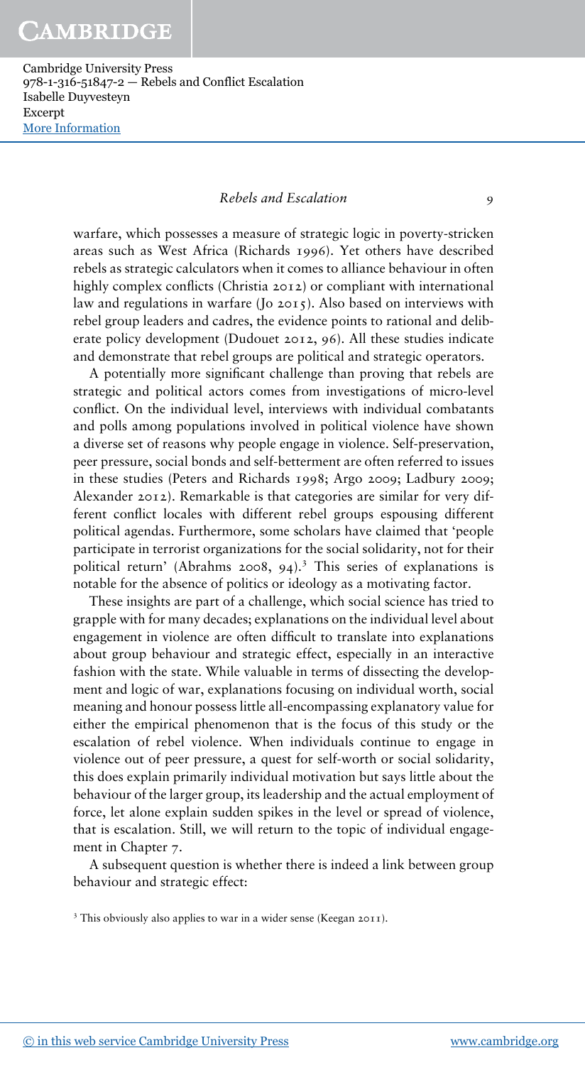warfare, which possesses a measure of strategic logic in poverty-stricken areas such as West Africa (Richards 1996). Yet others have described rebels as strategic calculators when it comes to alliance behaviour in often highly complex conflicts (Christia 2012) or compliant with international law and regulations in warfare (Jo 2015). Also based on interviews with rebel group leaders and cadres, the evidence points to rational and deliberate policy development (Dudouet 2012, 96). All these studies indicate and demonstrate that rebel groups are political and strategic operators.

A potentially more significant challenge than proving that rebels are strategic and political actors comes from investigations of micro-level conflict. On the individual level, interviews with individual combatants and polls among populations involved in political violence have shown a diverse set of reasons why people engage in violence. Self-preservation, peer pressure, social bonds and self-betterment are often referred to issues in these studies (Peters and Richards 1998; Argo 2009; Ladbury 2009; Alexander 2012). Remarkable is that categories are similar for very different conflict locales with different rebel groups espousing different political agendas. Furthermore, some scholars have claimed that 'people participate in terrorist organizations for the social solidarity, not for their political return' (Abrahms 2008, 94).[3] This series of explanations is notable for the absence of politics or ideology as a motivating factor.

These insights are part of a challenge, which social science has tried to grapple with for many decades; explanations on the individual level about engagement in violence are often difficult to translate into explanations about group behaviour and strategic effect, especially in an interactive fashion with the state. While valuable in terms of dissecting the development and logic of war, explanations focusing on individual worth, social meaning and honour possess little all-encompassing explanatory value for either the empirical phenomenon that is the focus of this study or the escalation of rebel violence. When individuals continue to engage in violence out of peer pressure, a quest for self-worth or social solidarity, this does explain primarily individual motivation but says little about the behaviour of the larger group, its leadership and the actual employment of force, let alone explain sudden spikes in the level or spread of violence, that is escalation. Still, we will return to the topic of individual engagement in Chapter 7.

A subsequent question is whether there is indeed a link between group behaviour and strategic effect:

[3] This obviously also applies to war in a wider sense (Keegan 2011).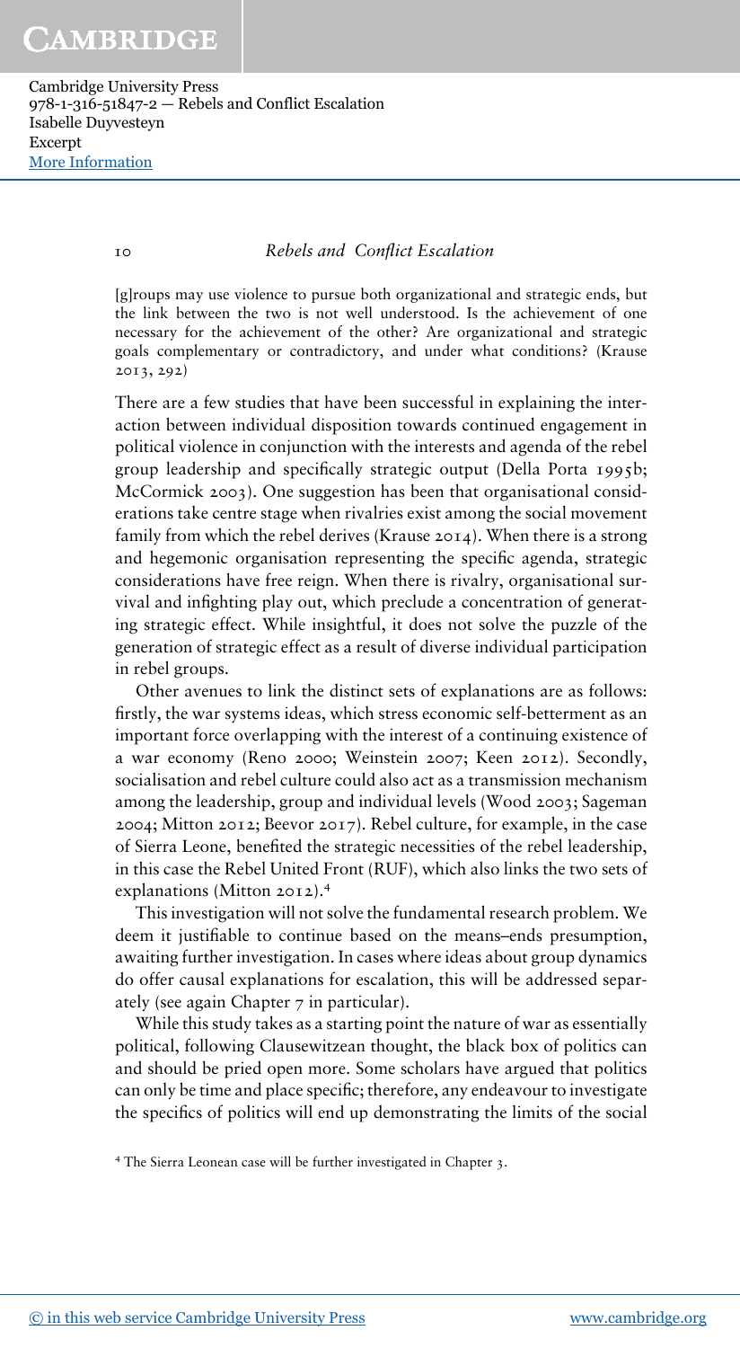> [g]roups may use violence to pursue both organizational and strategic ends, but the link between the two is not well understood. Is the achievement of one necessary for the achievement of the other? Are organizational and strategic goals complementary or contradictory, and under what conditions? (Krause 2013, 292)

There are a few studies that have been successful in explaining the interaction between individual disposition towards continued engagement in political violence in conjunction with the interests and agenda of the rebel group leadership and specifically strategic output (Della Porta 1995b; McCormick 2003). One suggestion has been that organisational considerations take centre stage when rivalries exist among the social movement family from which the rebel derives (Krause 2014). When there is a strong and hegemonic organisation representing the specific agenda, strategic considerations have free reign. When there is rivalry, organisational survival and infighting play out, which preclude a concentration of generating strategic effect. While insightful, it does not solve the puzzle of the generation of strategic effect as a result of diverse individual participation in rebel groups.

Other avenues to link the distinct sets of explanations are as follows: firstly, the war systems ideas, which stress economic self-betterment as an important force overlapping with the interest of a continuing existence of a war economy (Reno 2000; Weinstein 2007; Keen 2012). Secondly, socialisation and rebel culture could also act as a transmission mechanism among the leadership, group and individual levels (Wood 2003; Sageman 2004; Mitton 2012; Beevor 2017). Rebel culture, for example, in the case of Sierra Leone, benefited the strategic necessities of the rebel leadership, in this case the Rebel United Front (RUF), which also links the two sets of explanations (Mitton 2012).[4]

This investigation will not solve the fundamental research problem. We deem it justifiable to continue based on the means–ends presumption, awaiting further investigation. In cases where ideas about group dynamics do offer causal explanations for escalation, this will be addressed separately (see again Chapter 7 in particular).

While this study takes as a starting point the nature of war as essentially political, following Clausewitzean thought, the black box of politics can and should be pried open more. Some scholars have argued that politics can only be time and place specific; therefore, any endeavour to investigate the specifics of politics will end up demonstrating the limits of the social

[4] The Sierra Leonean case will be further investigated in Chapter 3.